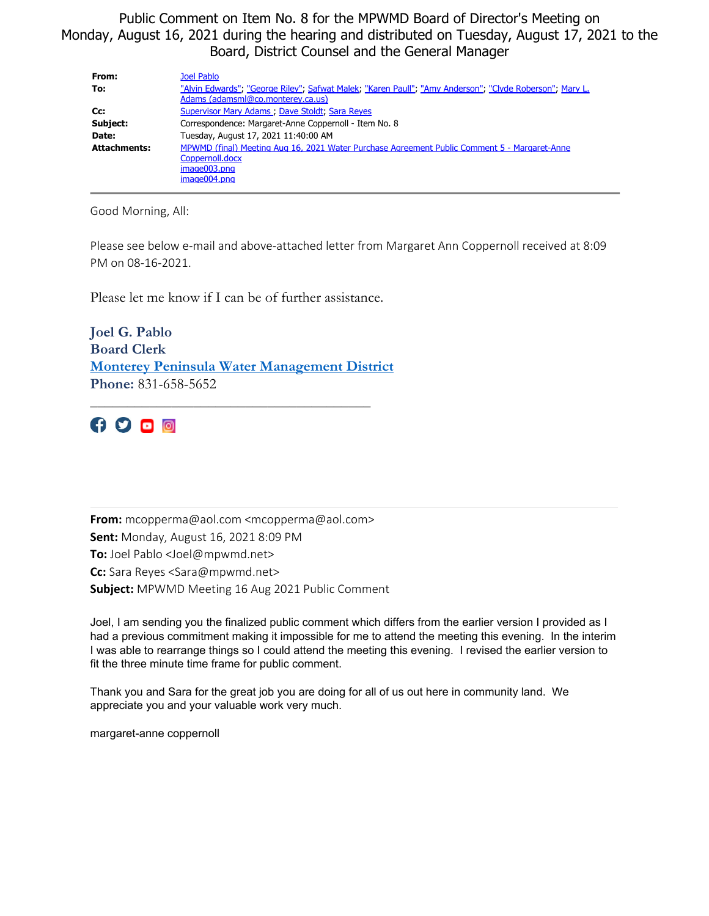Public Comment on Item No. 8 for the MPWMD Board of Director's Meeting on Monday, August 16, 2021 during the hearing and distributed on Tuesday, August 17, 2021 to the Board, District Counsel and the General Manager

| | |
|---|---|
| **From:** | Joel Pablo |
| **To:** | "Alvin Edwards"; "George Riley"; Safwat Malek; "Karen Paull"; "Amy Anderson"; "Clyde Roberson"; Mary L. Adams (adamsml@co.monterey.ca.us) |
| **Cc:** | Supervisor Mary Adams ; Dave Stoldt; Sara Reyes |
| **Subject:** | Correspondence: Margaret-Anne Coppernoll - Item No. 8 |
| **Date:** | Tuesday, August 17, 2021 11:40:00 AM |
| **Attachments:** | MPWMD (final) Meeting Aug 16, 2021 Water Purchase Agreement Public Comment 5 - Margaret-Anne Coppernoll.docx<br>image003.png<br>image004.png |

Good Morning, All:

Please see below e-mail and above-attached letter from Margaret Ann Coppernoll received at 8:09 PM on 08-16-2021.

Please let me know if I can be of further assistance.

**Joel G. Pablo**
**Board Clerk**
**Monterey Peninsula Water Management District**
**Phone:** 831-658-5652

---

**From:** mcopperma@aol.com <mcopperma@aol.com>
**Sent:** Monday, August 16, 2021 8:09 PM
**To:** Joel Pablo <Joel@mpwmd.net>
**Cc:** Sara Reyes <Sara@mpwmd.net>
**Subject:** MPWMD Meeting 16 Aug 2021 Public Comment

Joel, I am sending you the finalized public comment which differs from the earlier version I provided as I had a previous commitment making it impossible for me to attend the meeting this evening. In the interim I was able to rearrange things so I could attend the meeting this evening. I revised the earlier version to fit the three minute time frame for public comment.

Thank you and Sara for the great job you are doing for all of us out here in community land. We appreciate you and your valuable work very much.

margaret-anne coppernoll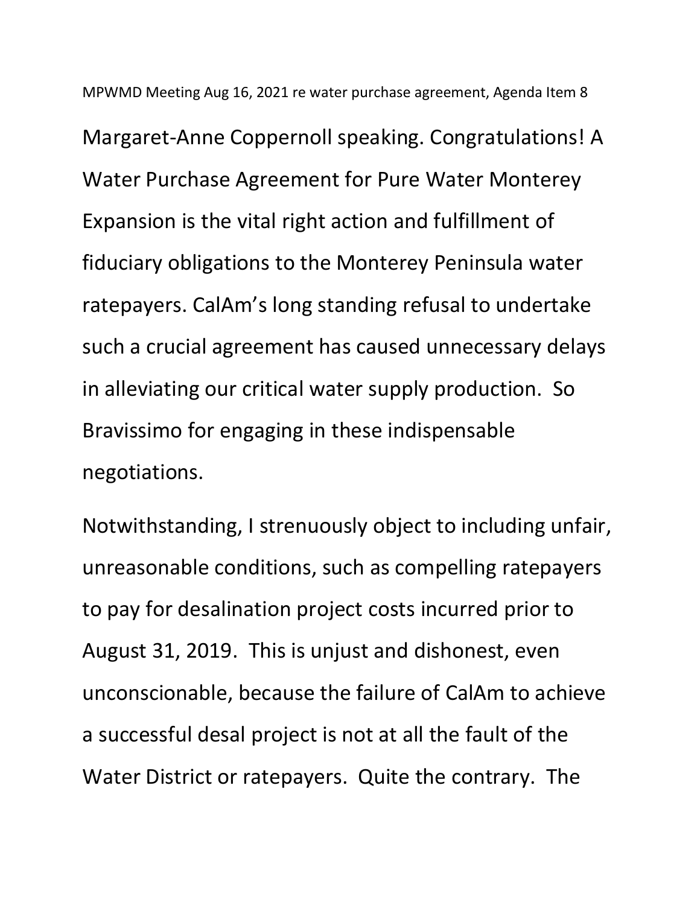MPWMD Meeting Aug 16, 2021 re water purchase agreement, Agenda Item 8

Margaret-Anne Coppernoll speaking. Congratulations! A Water Purchase Agreement for Pure Water Monterey Expansion is the vital right action and fulfillment of fiduciary obligations to the Monterey Peninsula water ratepayers. CalAm's long standing refusal to undertake such a crucial agreement has caused unnecessary delays in alleviating our critical water supply production. So Bravissimo for engaging in these indispensable negotiations.

Notwithstanding, I strenuously object to including unfair, unreasonable conditions, such as compelling ratepayers to pay for desalination project costs incurred prior to August 31, 2019. This is unjust and dishonest, even unconscionable, because the failure of CalAm to achieve a successful desal project is not at all the fault of the Water District or ratepayers. Quite the contrary. The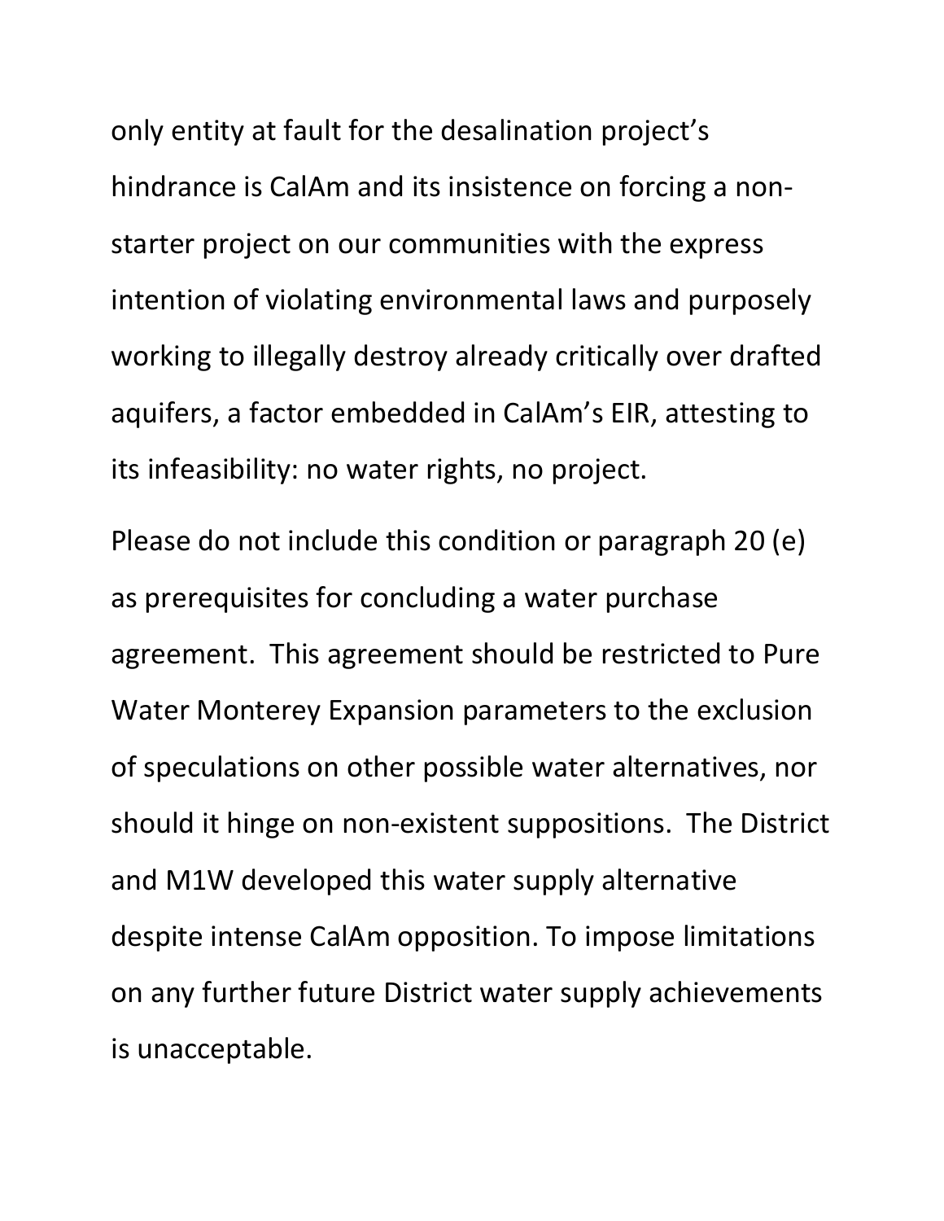only entity at fault for the desalination project's hindrance is CalAm and its insistence on forcing a non-starter project on our communities with the express intention of violating environmental laws and purposely working to illegally destroy already critically over drafted aquifers, a factor embedded in CalAm's EIR, attesting to its infeasibility: no water rights, no project.

Please do not include this condition or paragraph 20 (e) as prerequisites for concluding a water purchase agreement. This agreement should be restricted to Pure Water Monterey Expansion parameters to the exclusion of speculations on other possible water alternatives, nor should it hinge on non-existent suppositions. The District and M1W developed this water supply alternative despite intense CalAm opposition. To impose limitations on any further future District water supply achievements is unacceptable.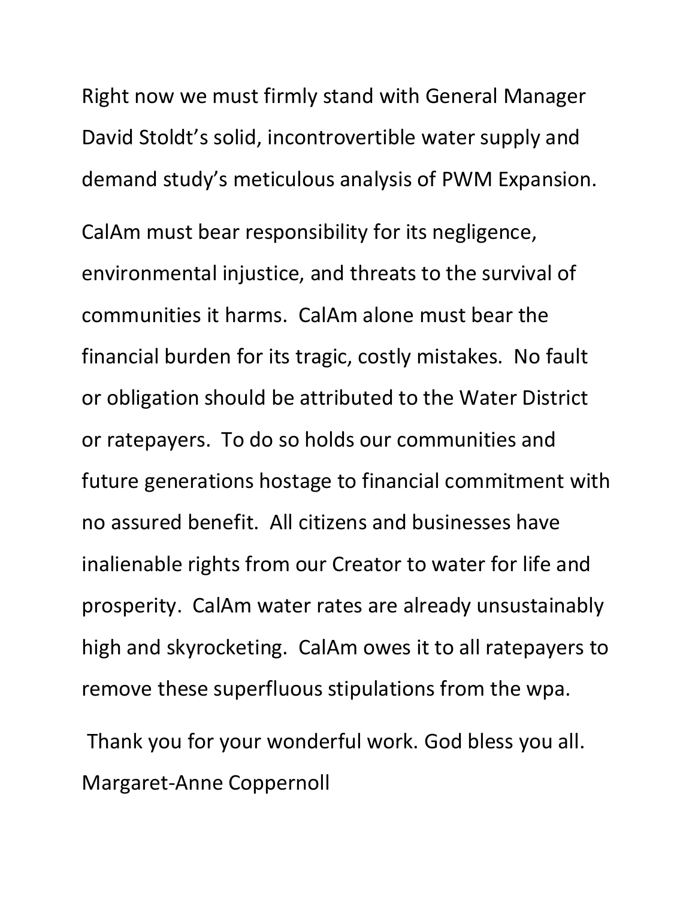Right now we must firmly stand with General Manager David Stoldt's solid, incontrovertible water supply and demand study's meticulous analysis of PWM Expansion.

CalAm must bear responsibility for its negligence, environmental injustice, and threats to the survival of communities it harms. CalAm alone must bear the financial burden for its tragic, costly mistakes. No fault or obligation should be attributed to the Water District or ratepayers. To do so holds our communities and future generations hostage to financial commitment with no assured benefit. All citizens and businesses have inalienable rights from our Creator to water for life and prosperity. CalAm water rates are already unsustainably high and skyrocketing. CalAm owes it to all ratepayers to remove these superfluous stipulations from the wpa.

Thank you for your wonderful work. God bless you all.
Margaret-Anne Coppernoll